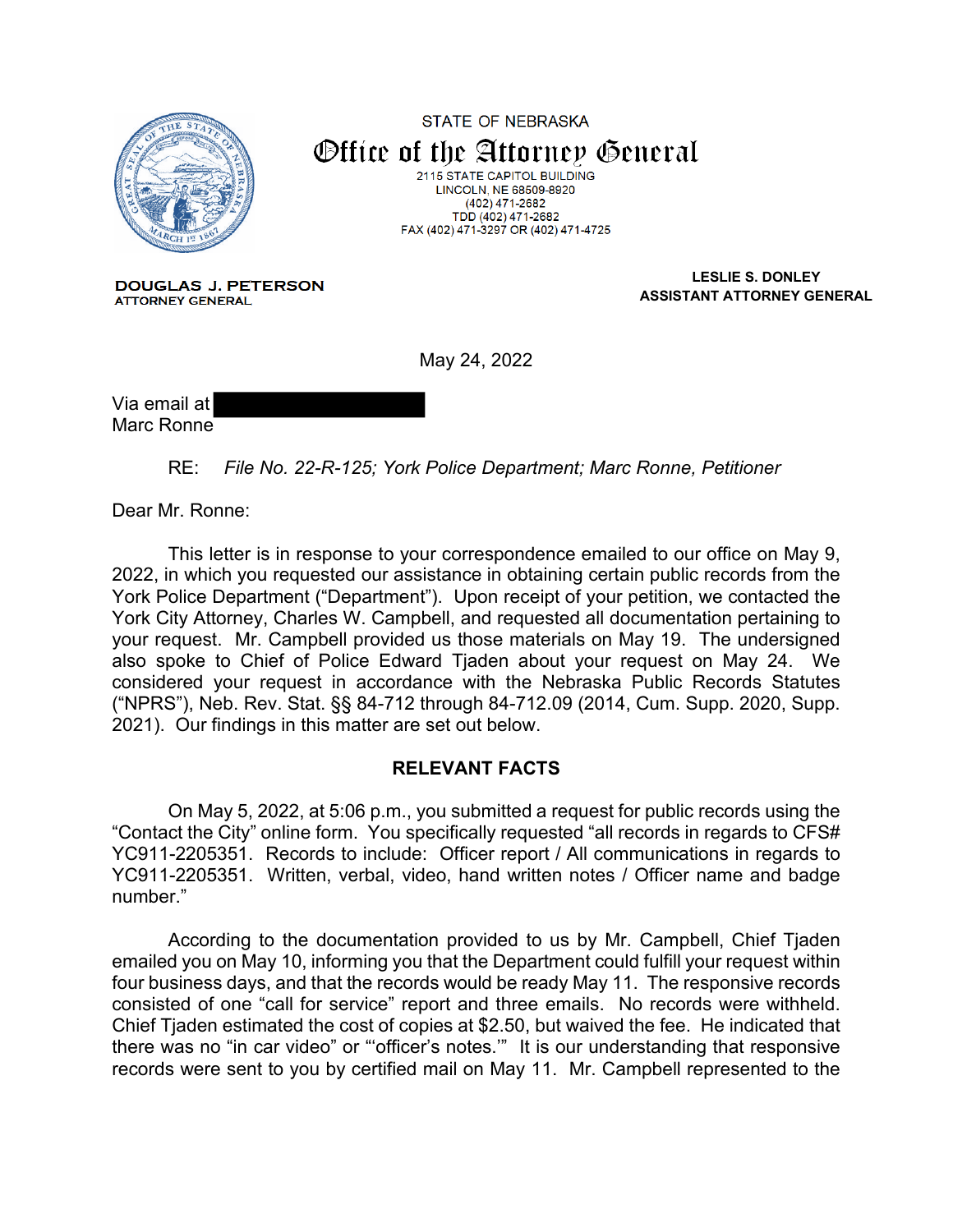STATE OF NEBRASKA

# Office of the Attorney General

2115 STATE CAPITOL BUILDING
LINCOLN, NE 68509-8920
(402) 471-2682
TDD (402) 471-2682
FAX (402) 471-3297 OR (402) 471-4725

**DOUGLAS J. PETERSON**
ATTORNEY GENERAL

**LESLIE S. DONLEY**
**ASSISTANT ATTORNEY GENERAL**

May 24, 2022

Via email at
Marc Ronne

RE: *File No. 22-R-125; York Police Department; Marc Ronne, Petitioner*

Dear Mr. Ronne:

This letter is in response to your correspondence emailed to our office on May 9, 2022, in which you requested our assistance in obtaining certain public records from the York Police Department ("Department"). Upon receipt of your petition, we contacted the York City Attorney, Charles W. Campbell, and requested all documentation pertaining to your request. Mr. Campbell provided us those materials on May 19. The undersigned also spoke to Chief of Police Edward Tjaden about your request on May 24. We considered your request in accordance with the Nebraska Public Records Statutes ("NPRS"), Neb. Rev. Stat. §§ 84-712 through 84-712.09 (2014, Cum. Supp. 2020, Supp. 2021). Our findings in this matter are set out below.

## RELEVANT FACTS

On May 5, 2022, at 5:06 p.m., you submitted a request for public records using the "Contact the City" online form. You specifically requested "all records in regards to CFS# YC911-2205351. Records to include: Officer report / All communications in regards to YC911-2205351. Written, verbal, video, hand written notes / Officer name and badge number."

According to the documentation provided to us by Mr. Campbell, Chief Tjaden emailed you on May 10, informing you that the Department could fulfill your request within four business days, and that the records would be ready May 11. The responsive records consisted of one "call for service" report and three emails. No records were withheld. Chief Tjaden estimated the cost of copies at $2.50, but waived the fee. He indicated that there was no "in car video" or "'officer's notes.'" It is our understanding that responsive records were sent to you by certified mail on May 11. Mr. Campbell represented to the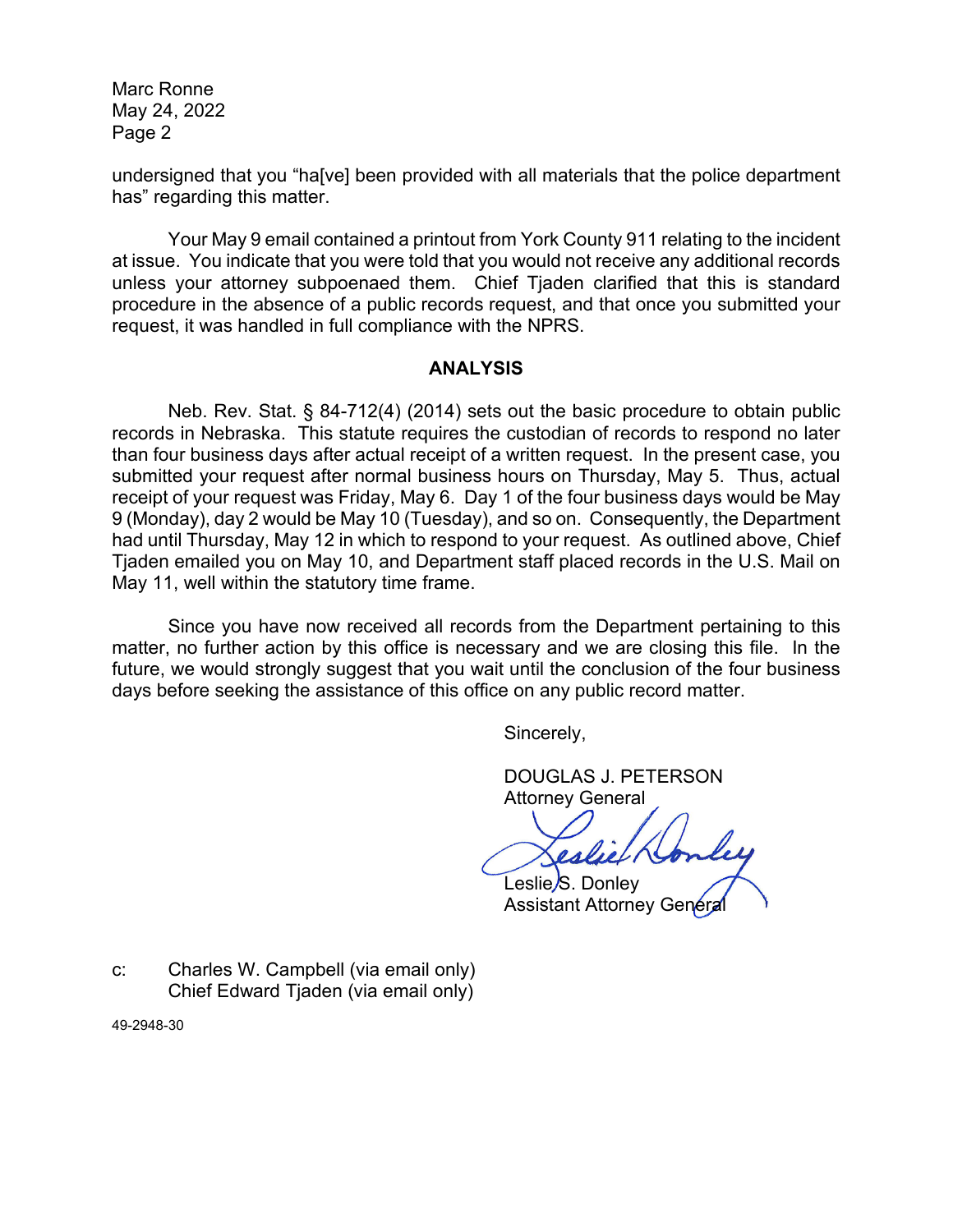undersigned that you "ha[ve] been provided with all materials that the police department has" regarding this matter.

Your May 9 email contained a printout from York County 911 relating to the incident at issue. You indicate that you were told that you would not receive any additional records unless your attorney subpoenaed them. Chief Tjaden clarified that this is standard procedure in the absence of a public records request, and that once you submitted your request, it was handled in full compliance with the NPRS.

## ANALYSIS

Neb. Rev. Stat. § 84-712(4) (2014) sets out the basic procedure to obtain public records in Nebraska. This statute requires the custodian of records to respond no later than four business days after actual receipt of a written request. In the present case, you submitted your request after normal business hours on Thursday, May 5. Thus, actual receipt of your request was Friday, May 6. Day 1 of the four business days would be May 9 (Monday), day 2 would be May 10 (Tuesday), and so on. Consequently, the Department had until Thursday, May 12 in which to respond to your request. As outlined above, Chief Tjaden emailed you on May 10, and Department staff placed records in the U.S. Mail on May 11, well within the statutory time frame.

Since you have now received all records from the Department pertaining to this matter, no further action by this office is necessary and we are closing this file. In the future, we would strongly suggest that you wait until the conclusion of the four business days before seeking the assistance of this office on any public record matter.

Sincerely,

DOUGLAS J. PETERSON
Attorney General

Leslie S. Donley
Assistant Attorney General

c: Charles W. Campbell (via email only)
Chief Edward Tjaden (via email only)

49-2948-30